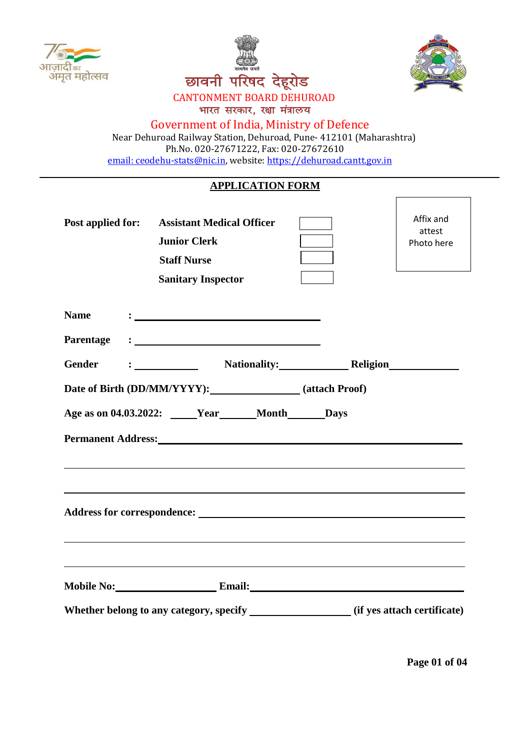आज़ादी का अमृत महोत्सव

सत्यमेव जयते

# छावनी परिषद देहूरोड

CANTONMENT BOARD DEHUROAD

भारत सरकार, रक्षा मंत्रालय

Government of India, Ministry of Defence

Near Dehuroad Railway Station, Dehuroad, Pune- 412101 (Maharashtra)

Ph.No. 020-27671222, Fax: 020-27672610

email: ceodehu-stats@nic.in, website: https://dehuroad.cantt.gov.in

---

## APPLICATION FORM

Affix and attest Photo here

**Post applied for:**

- **Assistant Medical Officer** ☐
- **Junior Clerk** ☐
- **Staff Nurse** ☐
- **Sanitary Inspector** ☐

**Name** : ______________________________

**Parentage** : ______________________________

**Gender** : __________ **Nationality:**__________ **Religion**__________

**Date of Birth (DD/MM/YYYY):**______________ **(attach Proof)**

**Age as on 04.03.2022:** ____**Year**______**Month**______**Days**

**Permanent Address:**______________________________________________

______________________________________________________________

______________________________________________________________

**Address for correspondence:** ____________________________________

______________________________________________________________

______________________________________________________________

**Mobile No:**______________ **Email:**______________________________

**Whether belong to any category, specify** ______________ **(if yes attach certificate)**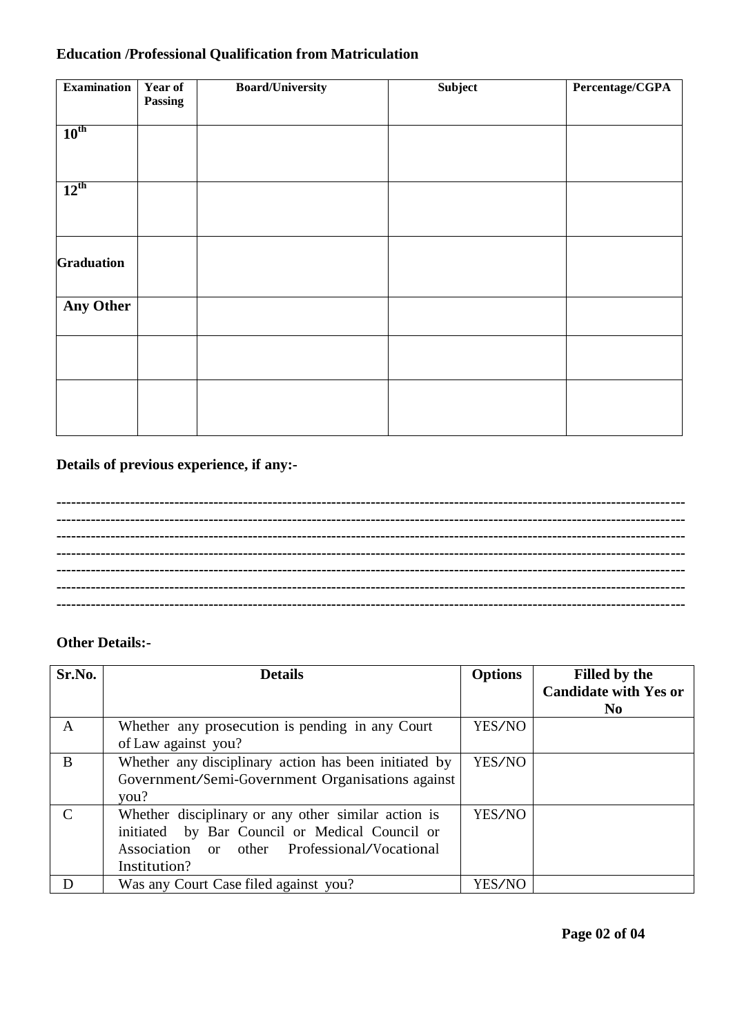**Education /Professional Qualification from Matriculation**

| Examination | Year of Passing | Board/University | Subject | Percentage/CGPA |
|---|---|---|---|---|
| $10^{th}$ | | | | |
| $12^{th}$ | | | | |
| Graduation | | | | |
| Any Other | | | | |
| | | | | |
| | | | | |

**Details of previous experience, if any:-**

------------------------------------------------------------------------------------------------------------------------
------------------------------------------------------------------------------------------------------------------------
------------------------------------------------------------------------------------------------------------------------
------------------------------------------------------------------------------------------------------------------------
------------------------------------------------------------------------------------------------------------------------
------------------------------------------------------------------------------------------------------------------------
------------------------------------------------------------------------------------------------------------------------

**Other Details:-**

| Sr.No. | Details | Options | Filled by the Candidate with Yes or No |
|---|---|---|---|
| A | Whether any prosecution is pending in any Court of Law against you? | YES/NO | |
| B | Whether any disciplinary action has been initiated by Government/Semi-Government Organisations against you? | YES/NO | |
| C | Whether disciplinary or any other similar action is initiated by Bar Council or Medical Council or Association or other Professional/Vocational Institution? | YES/NO | |
| D | Was any Court Case filed against you? | YES/NO | |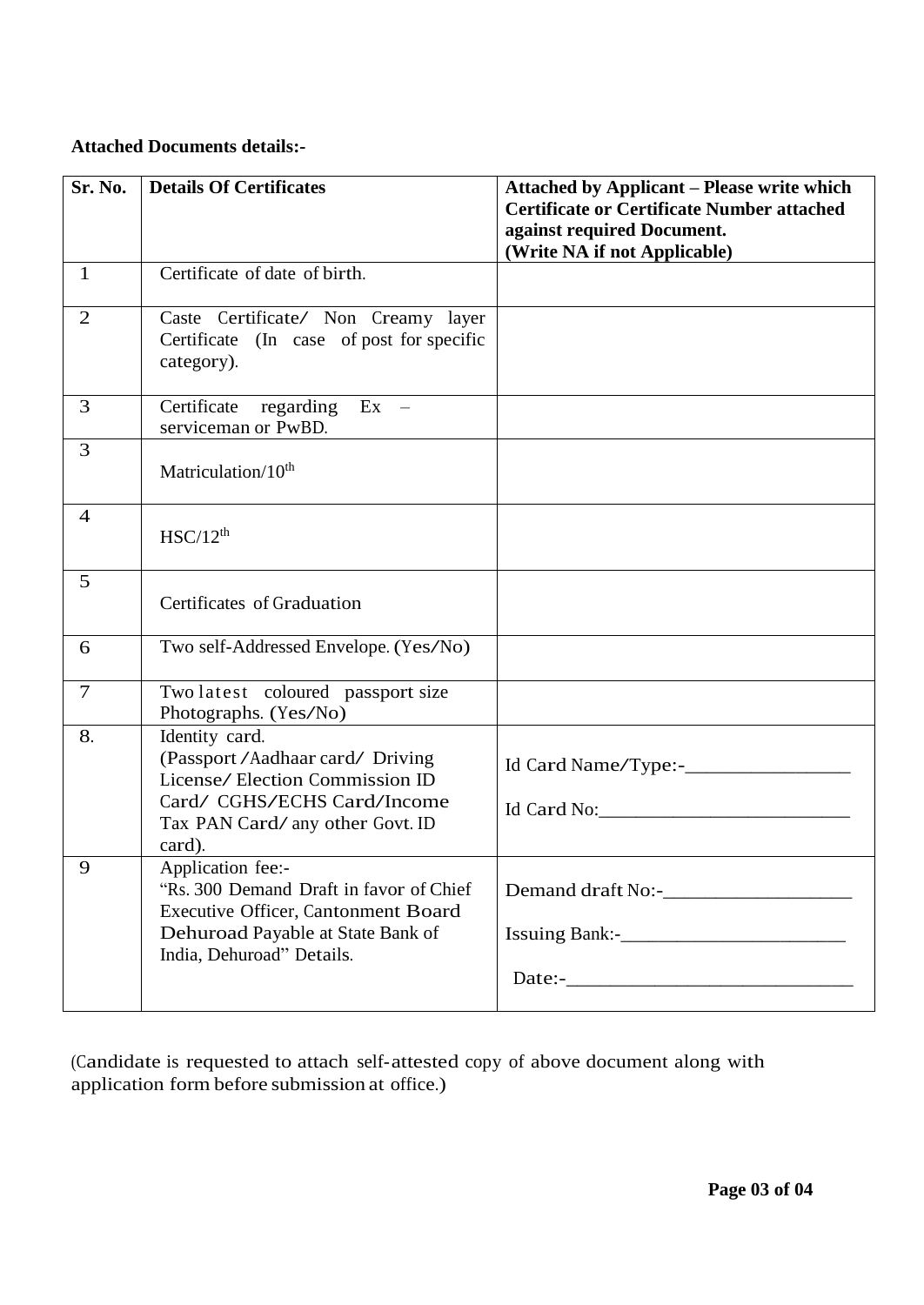**Attached Documents details:-**

| Sr. No. | Details Of Certificates | Attached by Applicant – Please write which Certificate or Certificate Number attached against required Document. (Write NA if not Applicable) |
|---|---|---|
| 1 | Certificate of date of birth. | |
| 2 | Caste Certificate/ Non Creamy layer Certificate (In case of post for specific category). | |
| 3 | Certificate regarding Ex – serviceman or PwBD. | |
| 3 | Matriculation/10th | |
| 4 | HSC/12th | |
| 5 | Certificates of Graduation | |
| 6 | Two self-Addressed Envelope. (Yes/No) | |
| 7 | Two latest coloured passport size Photographs. (Yes/No) | |
| 8. | Identity card. (Passport /Aadhaar card/ Driving License/ Election Commission ID Card/ CGHS/ECHS Card/Income Tax PAN Card/ any other Govt. ID card). | Id Card Name/Type:-_______________<br>Id Card No:_______________________ |
| 9 | Application fee:- "Rs. 300 Demand Draft in favor of Chief Executive Officer, Cantonment Board Dehuroad Payable at State Bank of India, Dehuroad" Details. | Demand draft No:-_________________<br>Issuing Bank:-____________________<br>Date:-_________________________ |

(Candidate is requested to attach self-attested copy of above document along with application form before submission at office.)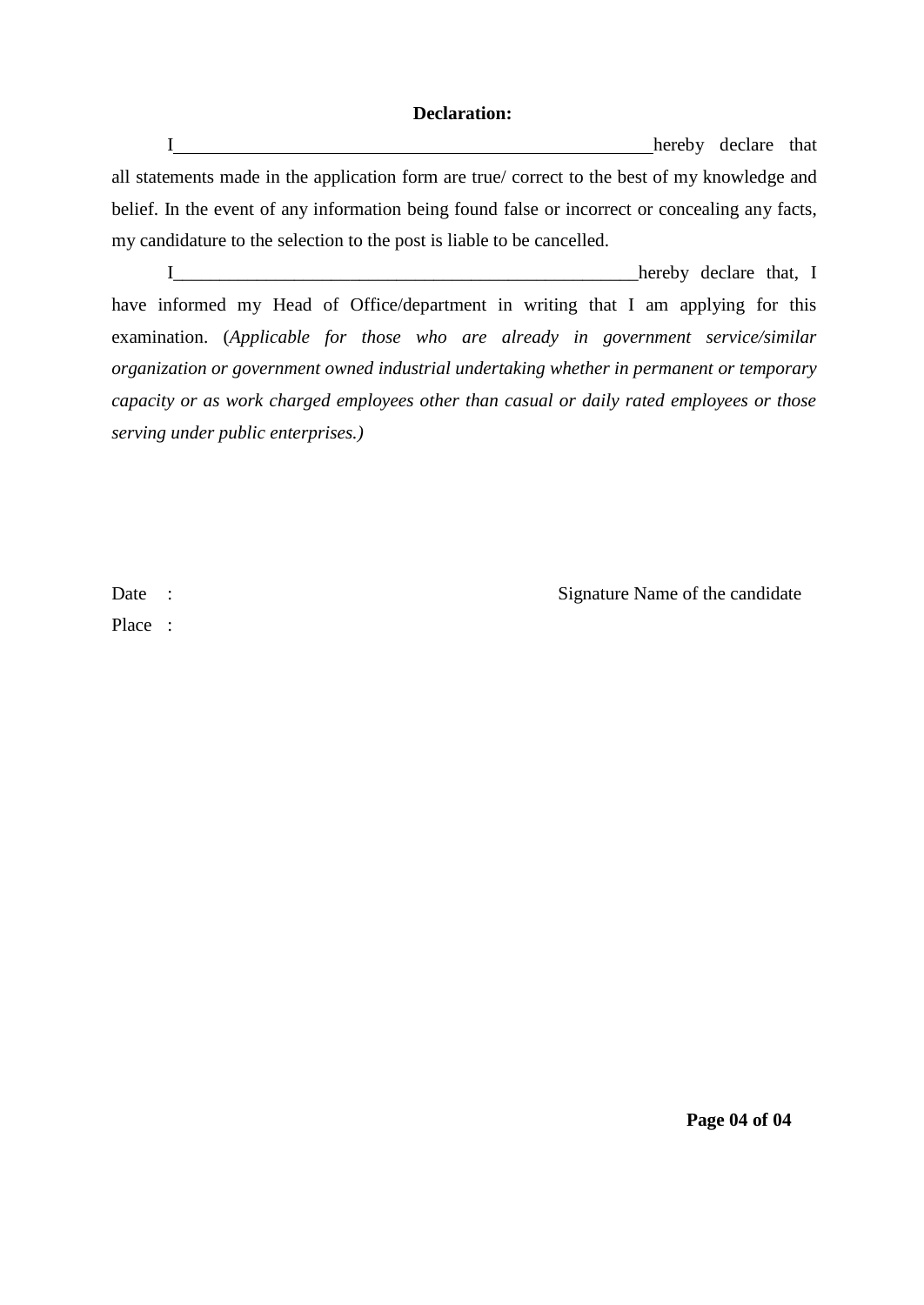**Declaration:**

I\_\_\_\_\_\_\_\_\_\_\_\_\_\_\_\_\_\_\_\_\_\_\_\_\_\_\_\_\_\_\_\_\_\_\_\_\_\_\_\_\_\_\_\_\_\_\_\_\_\_\_hereby declare that all statements made in the application form are true/ correct to the best of my knowledge and belief. In the event of any information being found false or incorrect or concealing any facts, my candidature to the selection to the post is liable to be cancelled.

I\_\_\_\_\_\_\_\_\_\_\_\_\_\_\_\_\_\_\_\_\_\_\_\_\_\_\_\_\_\_\_\_\_\_\_\_\_\_\_\_\_\_\_\_\_\_\_\_\_\_hereby declare that, I have informed my Head of Office/department in writing that I am applying for this examination. (*Applicable for those who are already in government service/similar organization or government owned industrial undertaking whether in permanent or temporary capacity or as work charged employees other than casual or daily rated employees or those serving under public enterprises.)*

Date :

Signature Name of the candidate

Place :